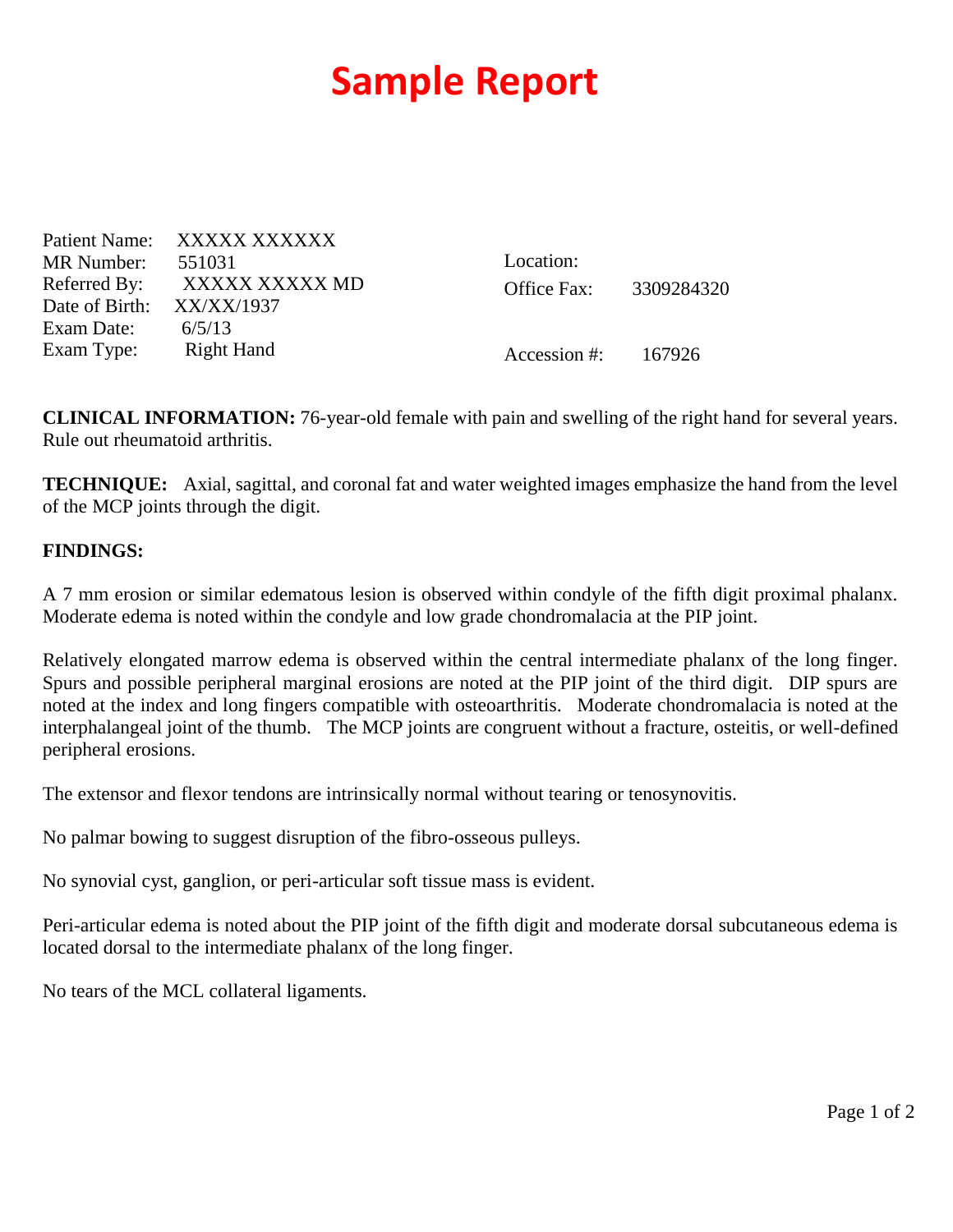# Sample Report

| | | | |
|---|---|---|---|
| Patient Name: | XXXXX XXXXXX | | |
| MR Number: | 551031 | Location: | |
| Referred By: | XXXXX XXXXX MD | Office Fax: | 3309284320 |
| Date of Birth: | XX/XX/1937 | | |
| Exam Date: | 6/5/13 | | |
| Exam Type: | Right Hand | Accession #: | 167926 |

**CLINICAL INFORMATION:** 76-year-old female with pain and swelling of the right hand for several years. Rule out rheumatoid arthritis.

**TECHNIQUE:** Axial, sagittal, and coronal fat and water weighted images emphasize the hand from the level of the MCP joints through the digit.

**FINDINGS:**

A 7 mm erosion or similar edematous lesion is observed within condyle of the fifth digit proximal phalanx. Moderate edema is noted within the condyle and low grade chondromalacia at the PIP joint.

Relatively elongated marrow edema is observed within the central intermediate phalanx of the long finger. Spurs and possible peripheral marginal erosions are noted at the PIP joint of the third digit. DIP spurs are noted at the index and long fingers compatible with osteoarthritis. Moderate chondromalacia is noted at the interphalangeal joint of the thumb. The MCP joints are congruent without a fracture, osteitis, or well-defined peripheral erosions.

The extensor and flexor tendons are intrinsically normal without tearing or tenosynovitis.

No palmar bowing to suggest disruption of the fibro-osseous pulleys.

No synovial cyst, ganglion, or peri-articular soft tissue mass is evident.

Peri-articular edema is noted about the PIP joint of the fifth digit and moderate dorsal subcutaneous edema is located dorsal to the intermediate phalanx of the long finger.

No tears of the MCL collateral ligaments.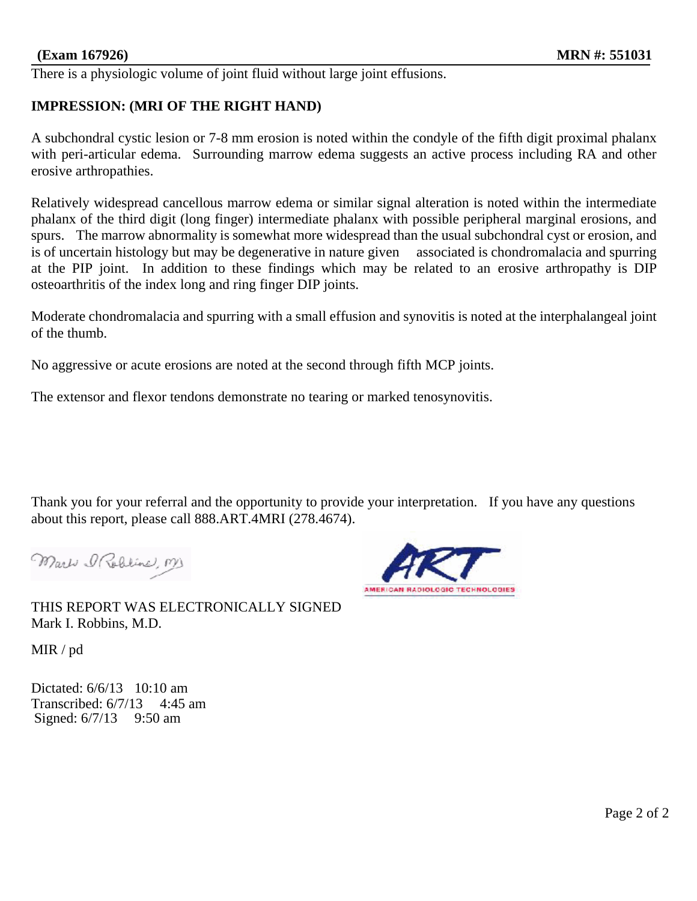There is a physiologic volume of joint fluid without large joint effusions.

**IMPRESSION: (MRI OF THE RIGHT HAND)**

A subchondral cystic lesion or 7-8 mm erosion is noted within the condyle of the fifth digit proximal phalanx with peri-articular edema. Surrounding marrow edema suggests an active process including RA and other erosive arthropathies.

Relatively widespread cancellous marrow edema or similar signal alteration is noted within the intermediate phalanx of the third digit (long finger) intermediate phalanx with possible peripheral marginal erosions, and spurs. The marrow abnormality is somewhat more widespread than the usual subchondral cyst or erosion, and is of uncertain histology but may be degenerative in nature given associated is chondromalacia and spurring at the PIP joint. In addition to these findings which may be related to an erosive arthropathy is DIP osteoarthritis of the index long and ring finger DIP joints.

Moderate chondromalacia and spurring with a small effusion and synovitis is noted at the interphalangeal joint of the thumb.

No aggressive or acute erosions are noted at the second through fifth MCP joints.

The extensor and flexor tendons demonstrate no tearing or marked tenosynovitis.

Thank you for your referral and the opportunity to provide your interpretation. If you have any questions about this report, please call 888.ART.4MRI (278.4674).

Mark I Robbins, MD

ART
AMERICAN RADIOLOGIC TECHNOLOGIES

THIS REPORT WAS ELECTRONICALLY SIGNED
Mark I. Robbins, M.D.

MIR / pd

Dictated: 6/6/13 10:10 am
Transcribed: 6/7/13 4:45 am
Signed: 6/7/13 9:50 am